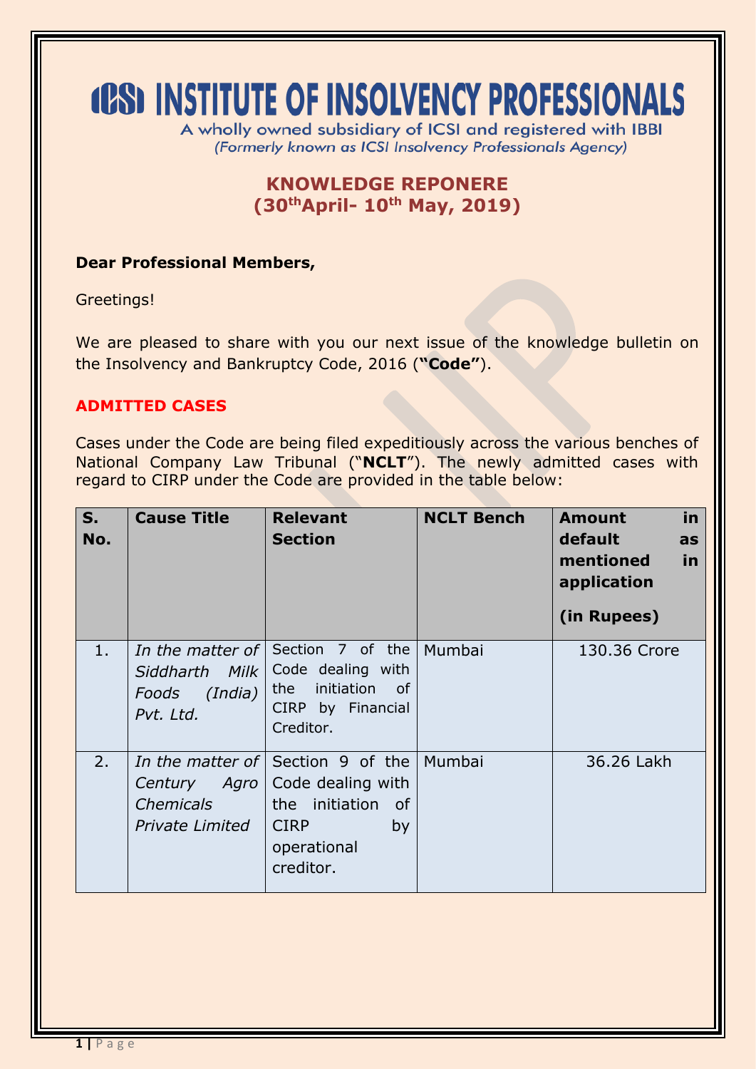# ICSI INSTITUTE OF INSOLVENCY PROFESSIONALS

A wholly owned subsidiary of ICSI and registered with IBBI
*(Formerly known as ICSI Insolvency Professionals Agency)*

## KNOWLEDGE REPONERE
## (30th April- 10th May, 2019)

**Dear Professional Members,**

Greetings!

We are pleased to share with you our next issue of the knowledge bulletin on the Insolvency and Bankruptcy Code, 2016 (**"Code"**).

### ADMITTED CASES

Cases under the Code are being filed expeditiously across the various benches of National Company Law Tribunal ("**NCLT**"). The newly admitted cases with regard to CIRP under the Code are provided in the table below:

| S. No. | Cause Title | Relevant Section | NCLT Bench | Amount in default as mentioned in application (in Rupees) |
|---|---|---|---|---|
| 1. | *In the matter of Siddharth Milk Foods (India) Pvt. Ltd.* | Section 7 of the Code dealing with the initiation of CIRP by Financial Creditor. | Mumbai | 130.36 Crore |
| 2. | *In the matter of Century Agro Chemicals Private Limited* | Section 9 of the Code dealing with the initiation of CIRP by operational creditor. | Mumbai | 36.26 Lakh |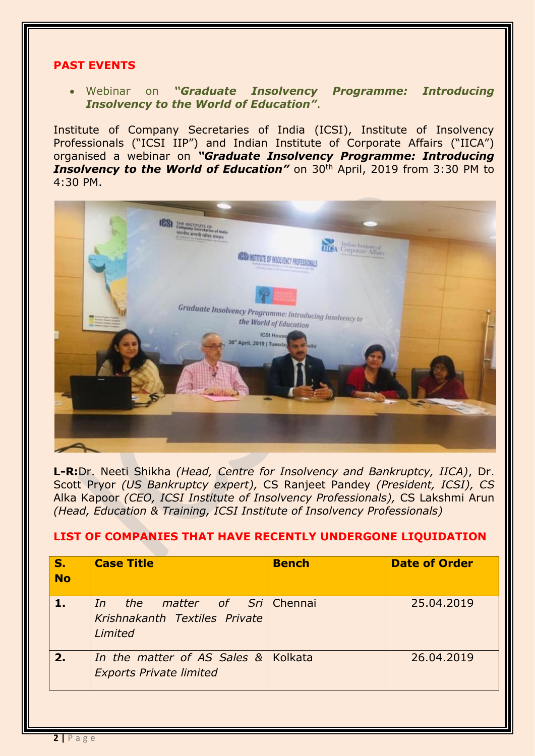## PAST EVENTS

- Webinar on ***"Graduate Insolvency Programme: Introducing Insolvency to the World of Education"***.

Institute of Company Secretaries of India (ICSI), Institute of Insolvency Professionals ("ICSI IIP") and Indian Institute of Corporate Affairs ("IICA") organised a webinar on ***"Graduate Insolvency Programme: Introducing Insolvency to the World of Education"*** on 30th April, 2019 from 3:30 PM to 4:30 PM.

**L-R:**Dr. Neeti Shikha *(Head, Centre for Insolvency and Bankruptcy, IICA)*, Dr. Scott Pryor *(US Bankruptcy expert),* CS Ranjeet Pandey *(President, ICSI), CS* Alka Kapoor *(CEO, ICSI Institute of Insolvency Professionals),* CS Lakshmi Arun *(Head, Education & Training, ICSI Institute of Insolvency Professionals)*

## LIST OF COMPANIES THAT HAVE RECENTLY UNDERGONE LIQUIDATION

| S. No | Case Title | Bench | Date of Order |
|---|---|---|---|
| 1. | *In the matter of Sri Krishnakanth Textiles Private Limited* | Chennai | 25.04.2019 |
| 2. | *In the matter of AS Sales & Exports Private limited* | Kolkata | 26.04.2019 |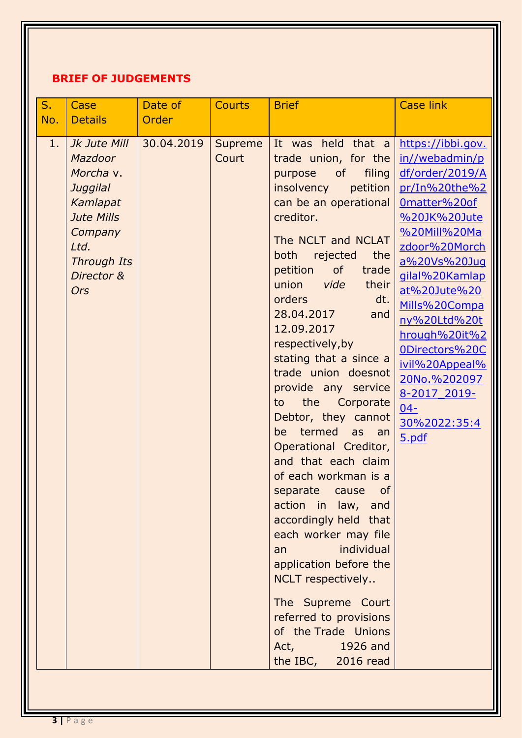## BRIEF OF JUDGEMENTS

| S. No. | Case Details | Date of Order | Courts | Brief | Case link |
|---|---|---|---|---|---|
| 1. | *Jk Jute Mill Mazdoor Morcha* v. *Juggilal Kamlapat Jute Mills Company Ltd. Through Its Director & Ors* | 30.04.2019 | Supreme Court | It was held that a trade union, for the purpose of filing insolvency petition can be an operational creditor. <br><br> The NCLT and NCLAT both rejected the petition of trade union *vide* their orders dt. 28.04.2017 and 12.09.2017 respectively,by stating that a since a trade union doesnot provide any service to the Corporate Debtor, they cannot be termed as an Operational Creditor, and that each claim of each workman is a separate cause of action in law, and accordingly held that each worker may file an individual application before the NCLT respectively.. <br><br> The Supreme Court referred to provisions of the Trade Unions Act, 1926 and the IBC, 2016 read | https://ibbi.gov.in//webadmin/pdf/order/2019/Apr/In%20the%20matter%20of%20JK%20Jute%20Mill%20Mazdoor%20Morcha%20Vs%20Juggilal%20Kamlapat%20Jute%20Mills%20Company%20Ltd%20through%20it%20Directors%20Civil%20Appeal%20No.%2020978-2017_2019-04-30%2022:35:45.pdf |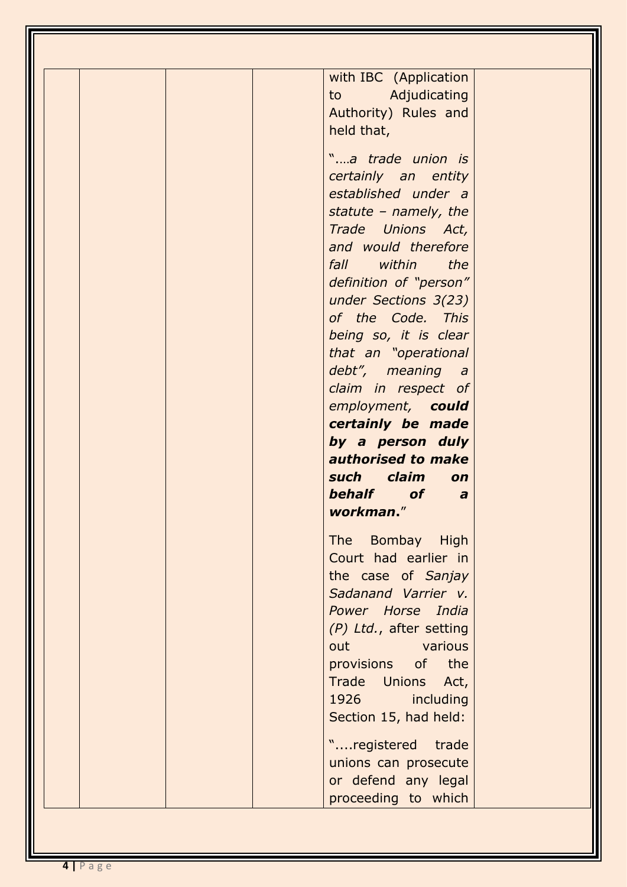|  |  |  |  | with IBC (Application to Adjudicating Authority) Rules and held that,<br><br>"….*a trade union is certainly an entity established under a statute – namely, the Trade Unions Act, and would therefore fall within the definition of "person" under Sections 3(23) of the Code. This being so, it is clear that an "operational debt", meaning a claim in respect of employment, **could certainly be made by a person duly authorised to make such claim on behalf of a workman**.*"<br><br>The Bombay High Court had earlier in the case of *Sanjay Sadanand Varrier v. Power Horse India (P) Ltd.*, after setting out various provisions of the Trade Unions Act, 1926 including Section 15, had held:<br><br>"....registered trade unions can prosecute or defend any legal proceeding to which |  |
|---|---|---|---|---|---|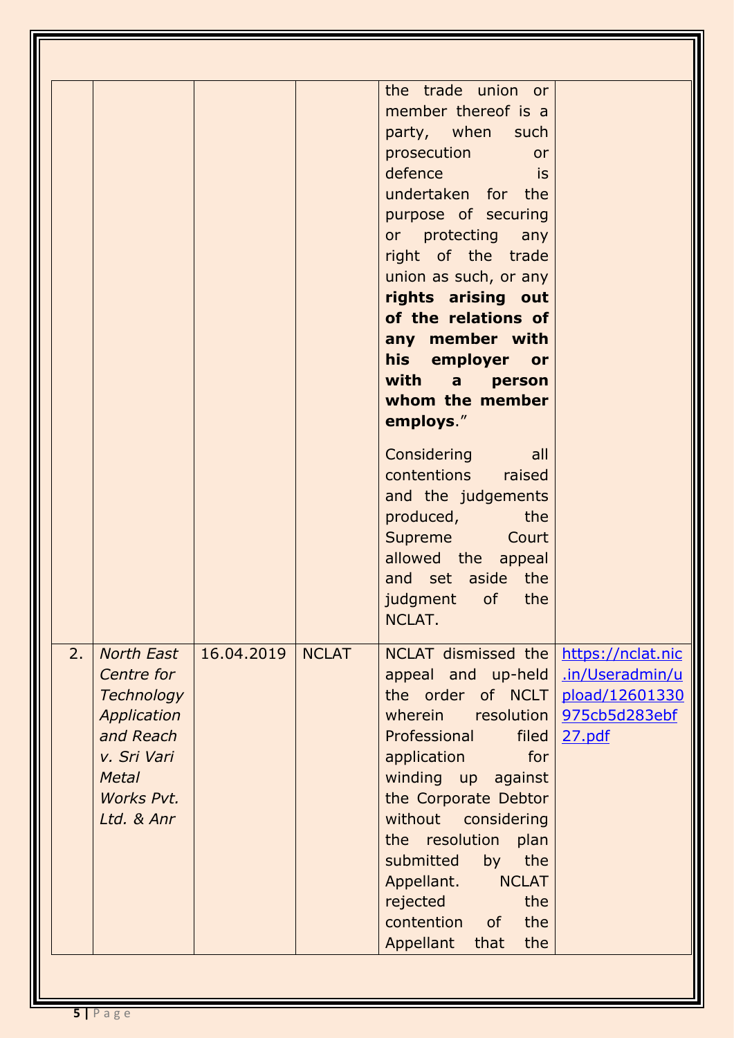|  |  |  |  |  |  |
|---|---|---|---|---|---|
|  |  |  |  | the trade union or member thereof is a party, when such prosecution or defence is undertaken for the purpose of securing or protecting any right of the trade union as such, or any **rights arising out of the relations of any member with his employer or with a person whom the member employs**."<br><br>Considering all contentions raised and the judgements produced, the Supreme Court allowed the appeal and set aside the judgment of the NCLAT. |  |
| 2. | *North East Centre for Technology Application and Reach v. Sri Vari Metal Works Pvt. Ltd. & Anr* | 16.04.2019 | NCLAT | NCLAT dismissed the appeal and up-held the order of NCLT wherein resolution Professional filed application for winding up against the Corporate Debtor without considering the resolution plan submitted by the Appellant. NCLAT rejected the contention of the Appellant that the | https://nclat.nic.in/Useradmin/upload/12601330975cb5d283ebf27.pdf |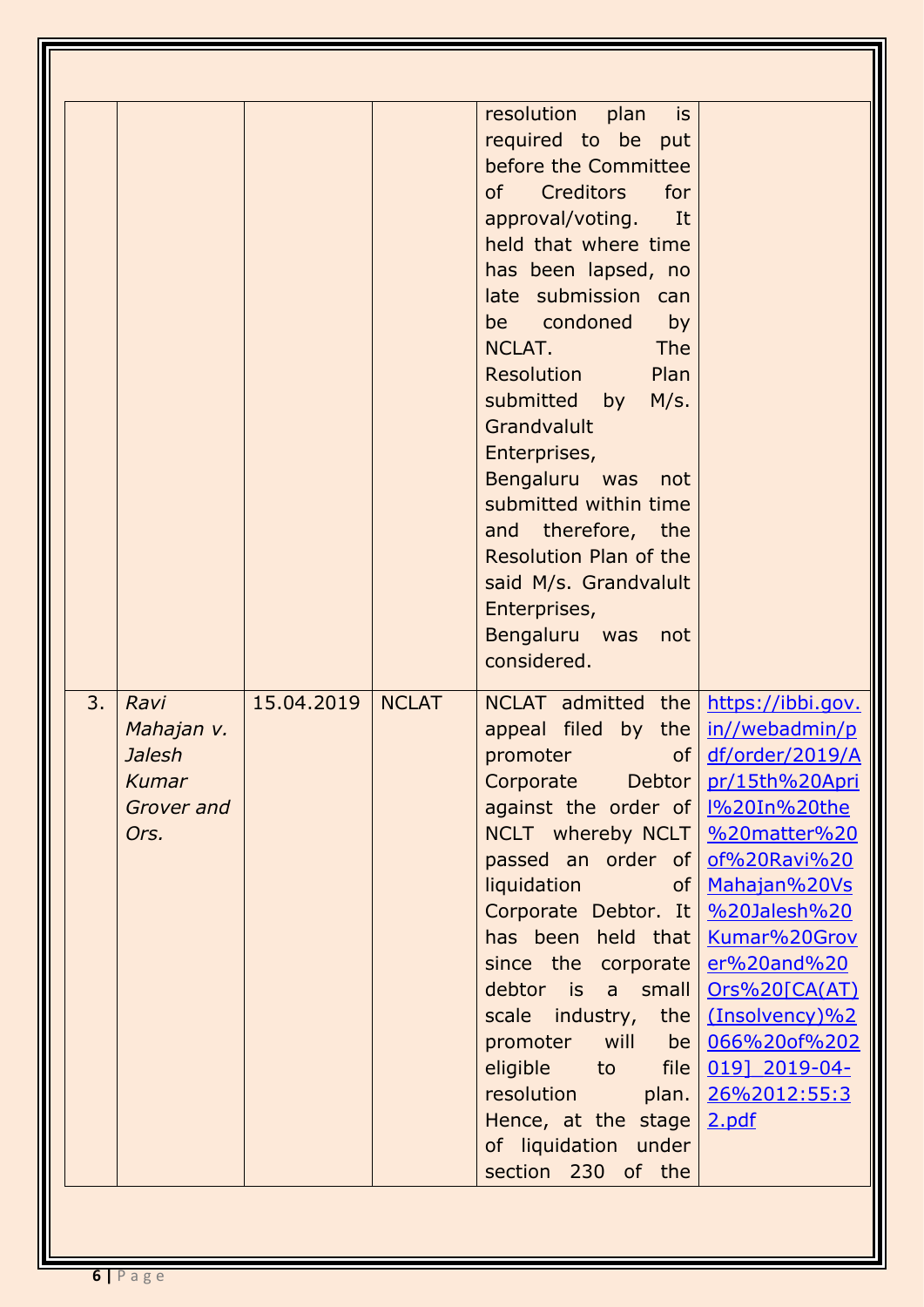| | | | | | |
|---|---|---|---|---|---|
| | | | | resolution plan is required to be put before the Committee of Creditors for approval/voting. It held that where time has been lapsed, no late submission can be condoned by NCLAT. The Resolution Plan submitted by M/s. Grandvalult Enterprises, Bengaluru was not submitted within time and therefore, the Resolution Plan of the said M/s. Grandvalult Enterprises, Bengaluru was not considered. | |
| 3. | *Ravi Mahajan v. Jalesh Kumar Grover and Ors.* | 15.04.2019 | NCLAT | NCLAT admitted the appeal filed by the promoter of Corporate Debtor against the order of NCLT whereby NCLT passed an order of liquidation of Corporate Debtor. It has been held that since the corporate debtor is a small scale industry, the promoter will be eligible to file resolution plan. Hence, at the stage of liquidation under section 230 of the | [https://ibbi.gov.in//webadmin/pdf/order/2019/Apr/15th%20April%20In%20the%20matter%20of%20Ravi%20Mahajan%20Vs%20Jalesh%20Kumar%20Grover%20and%20Ors%20[CA(AT)(Insolvency)%2066%20of%202019]_2019-04-26%2012:55:32.pdf](https://ibbi.gov.in//webadmin/pdf/order/2019/Apr/15th%20April%20In%20the%20matter%20of%20Ravi%20Mahajan%20Vs%20Jalesh%20Kumar%20Grover%20and%20Ors%20[CA(AT)(Insolvency)%2066%20of%202019]_2019-04-26%2012:55:32.pdf) |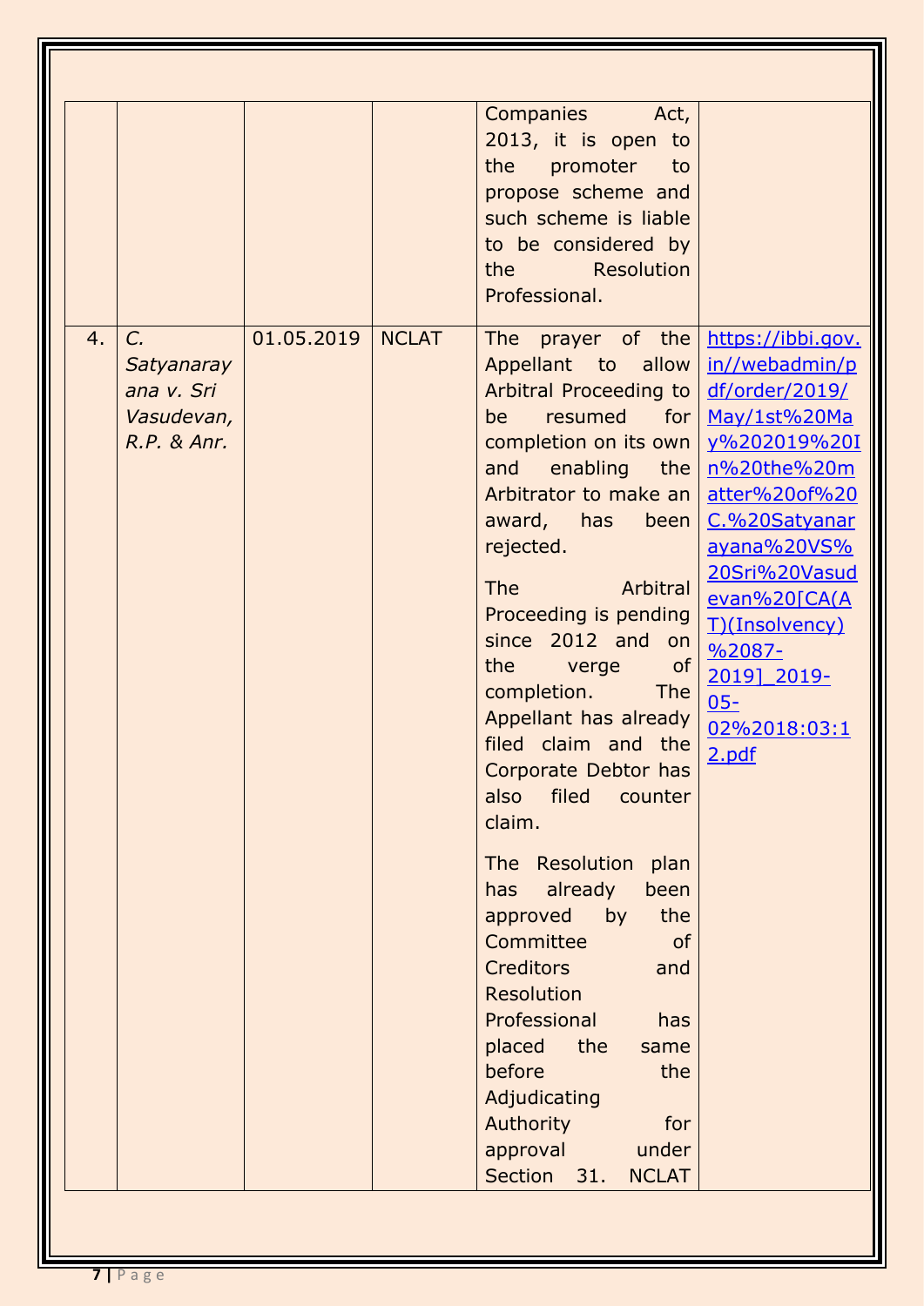| | | | | Companies Act, 2013, it is open to the promoter to propose scheme and such scheme is liable to be considered by the Resolution Professional. | |
|---|---|---|---|---|---|
| 4. | *C. Satyanarayana v. Sri Vasudevan, R.P. & Anr.* | 01.05.2019 | NCLAT | The prayer of the Appellant to allow Arbitral Proceeding to be resumed for completion on its own and enabling the Arbitrator to make an award, has been rejected.<br><br>The Arbitral Proceeding is pending since 2012 and on the verge of completion. The Appellant has already filed claim and the Corporate Debtor has also filed counter claim.<br><br>The Resolution plan has already been approved by the Committee of Creditors and Resolution Professional has placed the same before the Adjudicating Authority for approval under Section 31. NCLAT | [https://ibbi.gov.in//webadmin/pdf/order/2019/May/1st%20May%202019%20In%20the%20matter%20of%20C.%20Satyanarayana%20VS%20Sri%20Vasudevan%20[CA(AT)(Insolvency)%2087-2019]_2019-05-02%2018:03:12.pdf](https://ibbi.gov.in//webadmin/pdf/order/2019/May/1st%20May%202019%20In%20the%20matter%20of%20C.%20Satyanarayana%20VS%20Sri%20Vasudevan%20[CA(AT)(Insolvency)%2087-2019]_2019-05-02%2018:03:12.pdf) |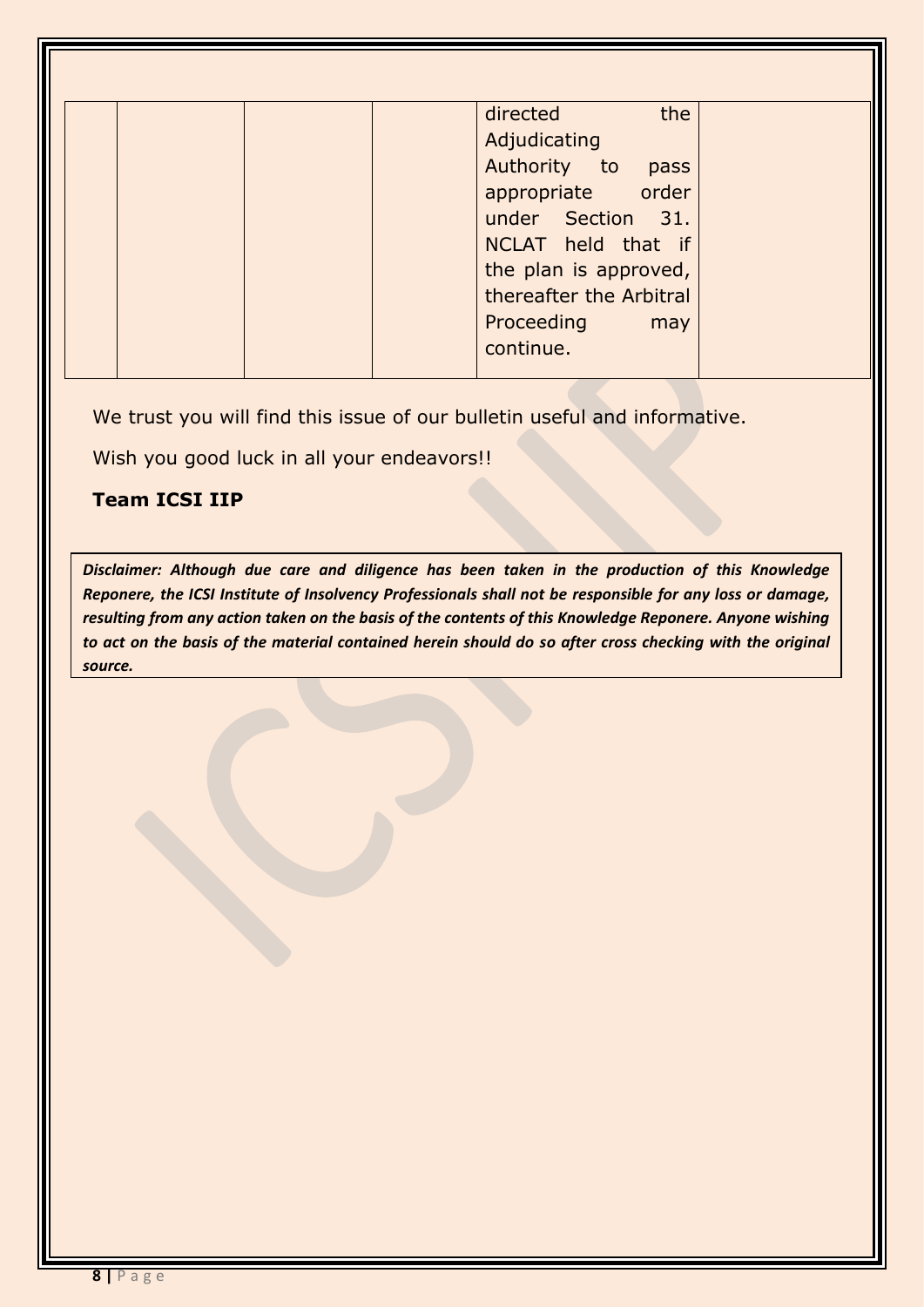| | | | | | |
|---|---|---|---|---|---|
| | | | | directed the Adjudicating Authority to pass appropriate order under Section 31. NCLAT held that if the plan is approved, thereafter the Arbitral Proceeding may continue. | |

We trust you will find this issue of our bulletin useful and informative.

Wish you good luck in all your endeavors!!

**Team ICSI IIP**

***Disclaimer: Although due care and diligence has been taken in the production of this Knowledge Reponere, the ICSI Institute of Insolvency Professionals shall not be responsible for any loss or damage, resulting from any action taken on the basis of the contents of this Knowledge Reponere. Anyone wishing to act on the basis of the material contained herein should do so after cross checking with the original source.***